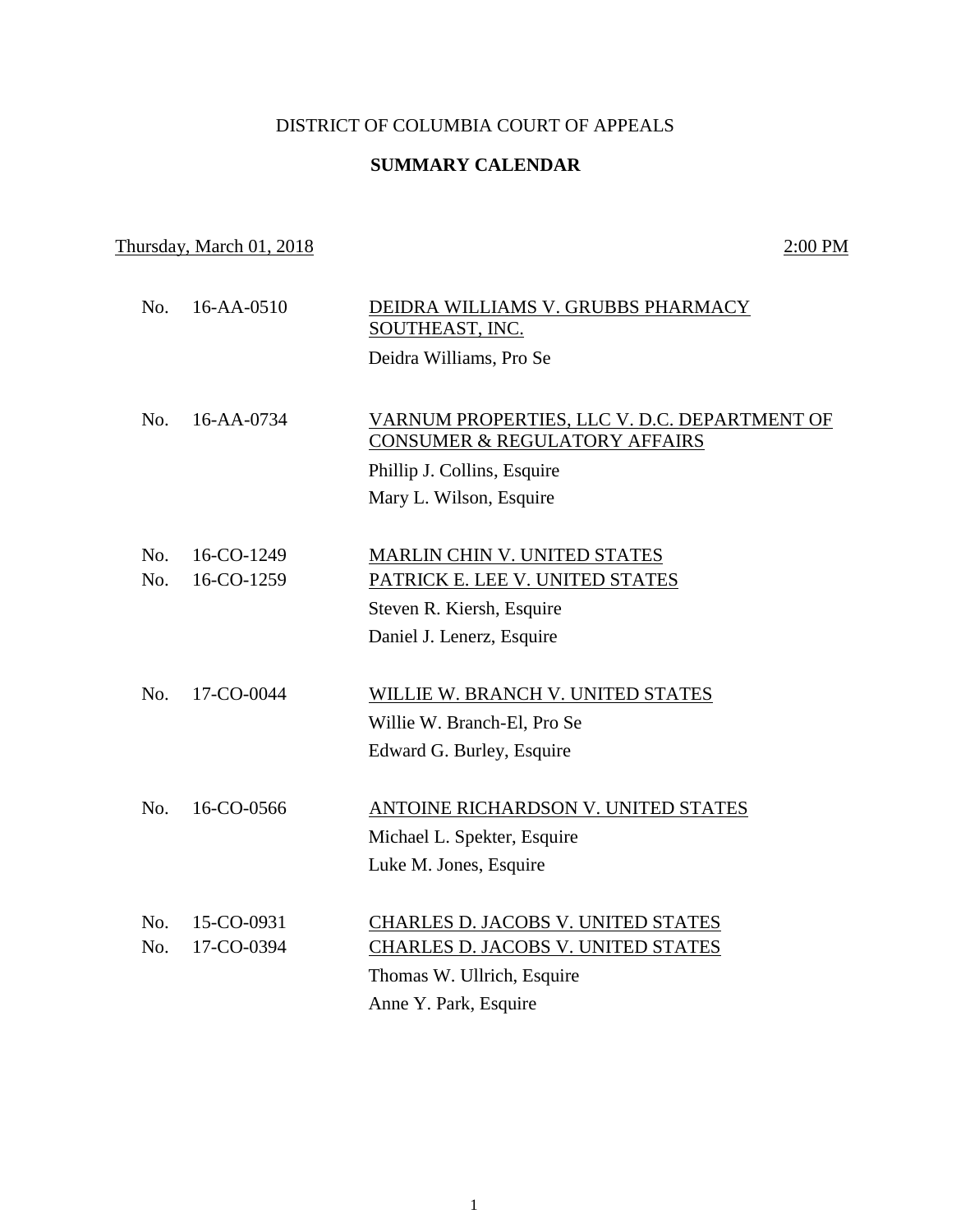# DISTRICT OF COLUMBIA COURT OF APPEALS

## SUMMARY CALENDAR

Thursday, March 01, 2018 — 2:00 PM

| | | |
|---|---|---|
| No. 16-AA-0510 | DEIDRA WILLIAMS V. GRUBBS PHARMACY SOUTHEAST, INC. | Deidra Williams, Pro Se |
| No. 16-AA-0734 | VARNUM PROPERTIES, LLC V. D.C. DEPARTMENT OF CONSUMER & REGULATORY AFFAIRS | Phillip J. Collins, Esquire<br>Mary L. Wilson, Esquire |
| No. 16-CO-1249<br>No. 16-CO-1259 | MARLIN CHIN V. UNITED STATES<br>PATRICK E. LEE V. UNITED STATES | Steven R. Kiersh, Esquire<br>Daniel J. Lenerz, Esquire |
| No. 17-CO-0044 | WILLIE W. BRANCH V. UNITED STATES | Willie W. Branch-El, Pro Se<br>Edward G. Burley, Esquire |
| No. 16-CO-0566 | ANTOINE RICHARDSON V. UNITED STATES | Michael L. Spekter, Esquire<br>Luke M. Jones, Esquire |
| No. 15-CO-0931<br>No. 17-CO-0394 | CHARLES D. JACOBS V. UNITED STATES<br>CHARLES D. JACOBS V. UNITED STATES | Thomas W. Ullrich, Esquire<br>Anne Y. Park, Esquire |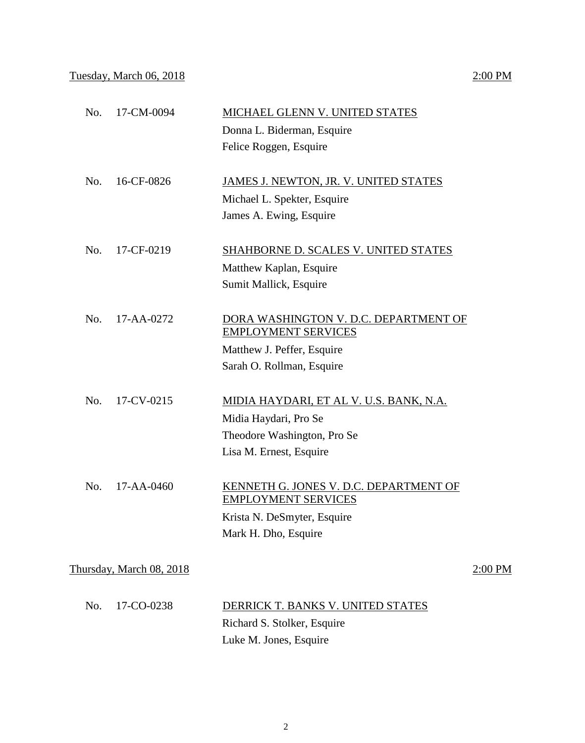Tuesday, March 06, 2018 — 2:00 PM

No. 17-CM-0094 — MICHAEL GLENN V. UNITED STATES
Donna L. Biderman, Esquire
Felice Roggen, Esquire

No. 16-CF-0826 — JAMES J. NEWTON, JR. V. UNITED STATES
Michael L. Spekter, Esquire
James A. Ewing, Esquire

No. 17-CF-0219 — SHAHBORNE D. SCALES V. UNITED STATES
Matthew Kaplan, Esquire
Sumit Mallick, Esquire

No. 17-AA-0272 — DORA WASHINGTON V. D.C. DEPARTMENT OF EMPLOYMENT SERVICES
Matthew J. Peffer, Esquire
Sarah O. Rollman, Esquire

No. 17-CV-0215 — MIDIA HAYDARI, ET AL V. U.S. BANK, N.A.
Midia Haydari, Pro Se
Theodore Washington, Pro Se
Lisa M. Ernest, Esquire

No. 17-AA-0460 — KENNETH G. JONES V. D.C. DEPARTMENT OF EMPLOYMENT SERVICES
Krista N. DeSmyter, Esquire
Mark H. Dho, Esquire

Thursday, March 08, 2018 — 2:00 PM

No. 17-CO-0238 — DERRICK T. BANKS V. UNITED STATES
Richard S. Stolker, Esquire
Luke M. Jones, Esquire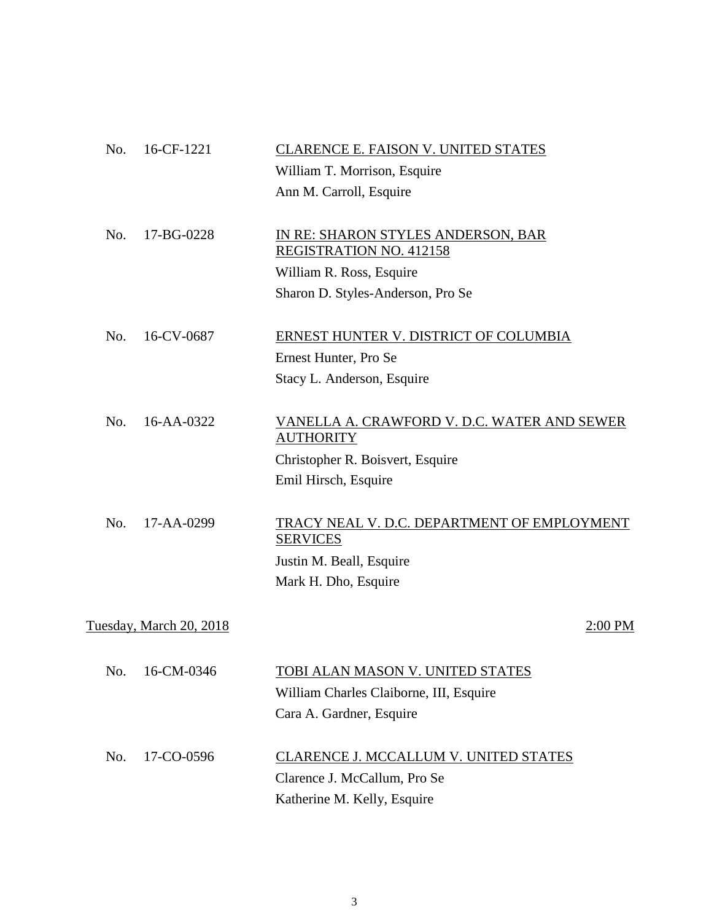No. 16-CF-1221 <u>CLARENCE E. FAISON V. UNITED STATES</u>
William T. Morrison, Esquire
Ann M. Carroll, Esquire

No. 17-BG-0228 <u>IN RE: SHARON STYLES ANDERSON, BAR REGISTRATION NO. 412158</u>
William R. Ross, Esquire
Sharon D. Styles-Anderson, Pro Se

No. 16-CV-0687 <u>ERNEST HUNTER V. DISTRICT OF COLUMBIA</u>
Ernest Hunter, Pro Se
Stacy L. Anderson, Esquire

No. 16-AA-0322 <u>VANELLA A. CRAWFORD V. D.C. WATER AND SEWER AUTHORITY</u>
Christopher R. Boisvert, Esquire
Emil Hirsch, Esquire

No. 17-AA-0299 <u>TRACY NEAL V. D.C. DEPARTMENT OF EMPLOYMENT SERVICES</u>
Justin M. Beall, Esquire
Mark H. Dho, Esquire

<u>Tuesday, March 20, 2018</u> <u>2:00 PM</u>

No. 16-CM-0346 <u>TOBI ALAN MASON V. UNITED STATES</u>
William Charles Claiborne, III, Esquire
Cara A. Gardner, Esquire

No. 17-CO-0596 <u>CLARENCE J. MCCALLUM V. UNITED STATES</u>
Clarence J. McCallum, Pro Se
Katherine M. Kelly, Esquire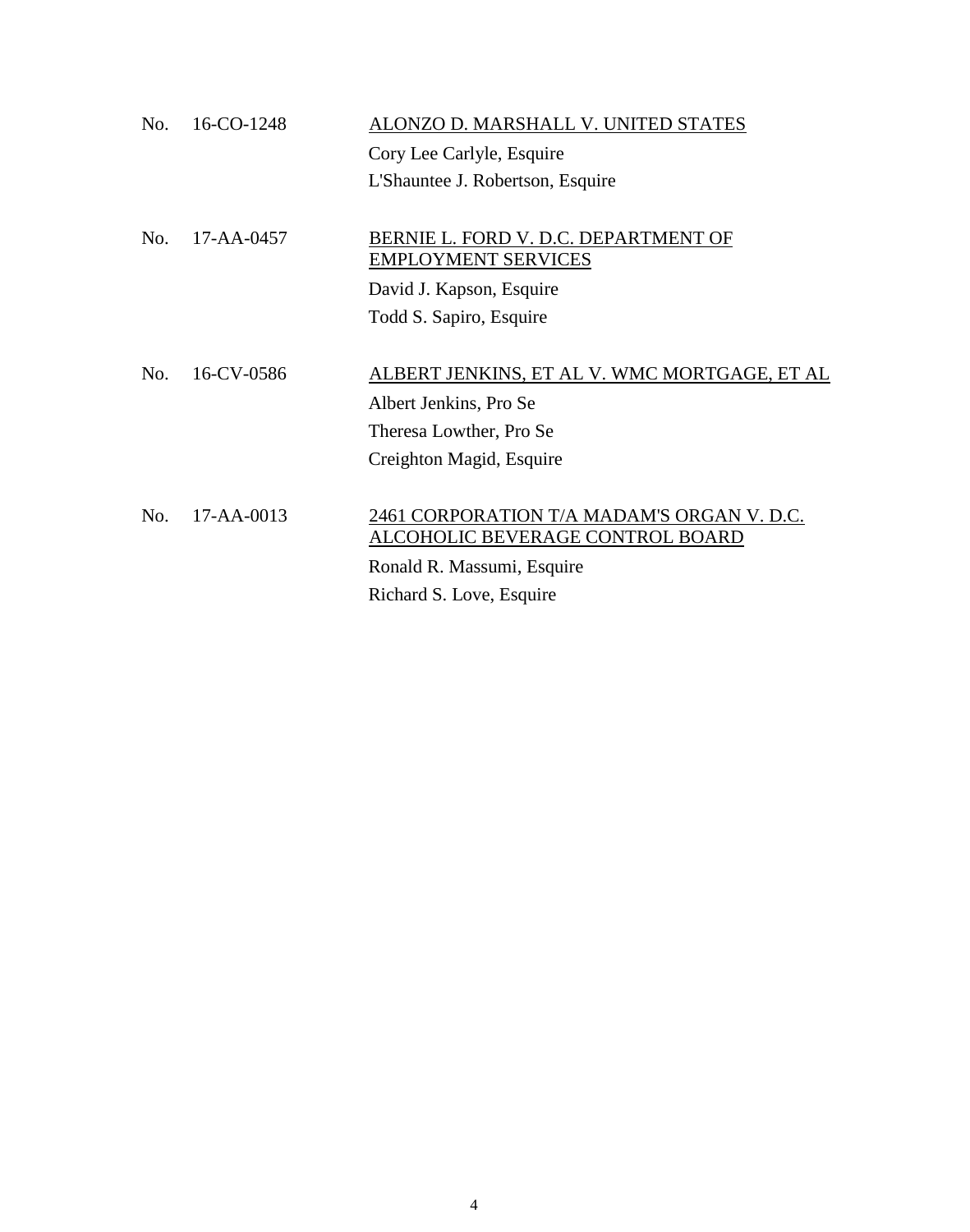No. 16-CO-1248 — <u>ALONZO D. MARSHALL V. UNITED STATES</u>

Cory Lee Carlyle, Esquire
L'Shauntee J. Robertson, Esquire

No. 17-AA-0457 — <u>BERNIE L. FORD V. D.C. DEPARTMENT OF EMPLOYMENT SERVICES</u>

David J. Kapson, Esquire
Todd S. Sapiro, Esquire

No. 16-CV-0586 — <u>ALBERT JENKINS, ET AL V. WMC MORTGAGE, ET AL</u>

Albert Jenkins, Pro Se
Theresa Lowther, Pro Se
Creighton Magid, Esquire

No. 17-AA-0013 — <u>2461 CORPORATION T/A MADAM'S ORGAN V. D.C. ALCOHOLIC BEVERAGE CONTROL BOARD</u>

Ronald R. Massumi, Esquire
Richard S. Love, Esquire